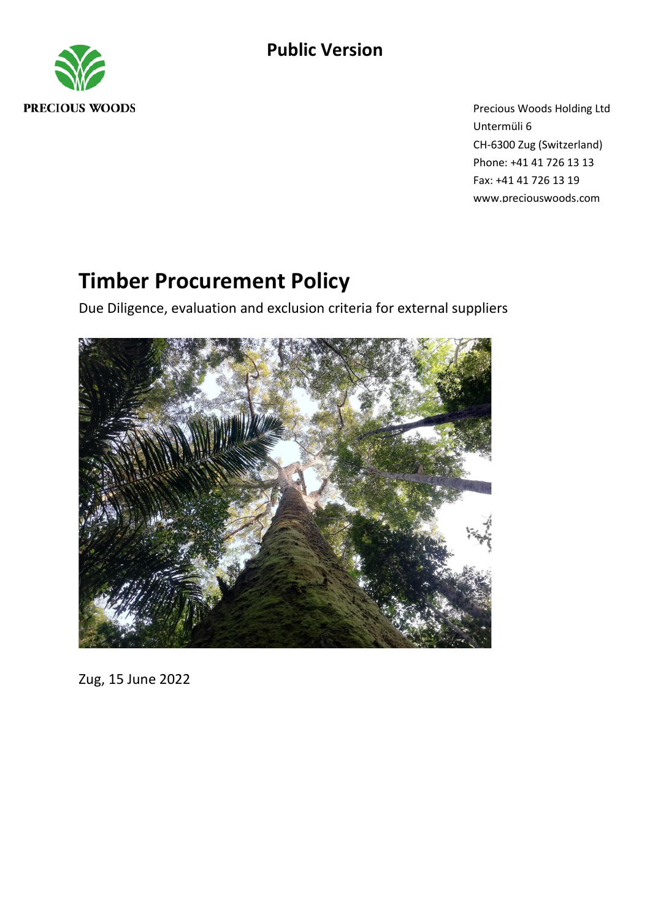**Public Version**

PRECIOUS WOODS

Precious Woods Holding Ltd
Untermüli 6
CH-6300 Zug (Switzerland)
Phone: +41 41 726 13 13
Fax: +41 41 726 13 19
www.preciouswoods.com

# Timber Procurement Policy

Due Diligence, evaluation and exclusion criteria for external suppliers

Zug, 15 June 2022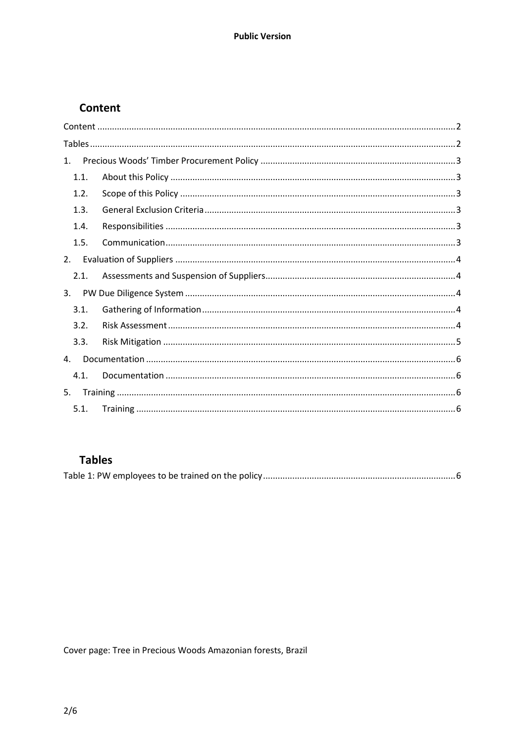## Content

Content ........................................................................................................................................ 2

Tables ........................................................................................................................................... 2

1. Precious Woods' Timber Procurement Policy ............................................................................ 3
   - 1.1. About this Policy ................................................................................................................ 3
   - 1.2. Scope of this Policy ............................................................................................................ 3
   - 1.3. General Exclusion Criteria .................................................................................................. 3
   - 1.4. Responsibilities .................................................................................................................. 3
   - 1.5. Communication .................................................................................................................. 3
2. Evaluation of Suppliers ............................................................................................................... 4
   - 2.1. Assessments and Suspension of Suppliers .......................................................................... 4
3. PW Due Diligence System .......................................................................................................... 4
   - 3.1. Gathering of Information .................................................................................................... 4
   - 3.2. Risk Assessment ................................................................................................................. 4
   - 3.3. Risk Mitigation ................................................................................................................... 5
4. Documentation ........................................................................................................................... 6
   - 4.1. Documentation ................................................................................................................... 6
5. Training ....................................................................................................................................... 6
   - 5.1. Training .............................................................................................................................. 6

## Tables

Table 1: PW employees to be trained on the policy ............................................................................ 6

Cover page: Tree in Precious Woods Amazonian forests, Brazil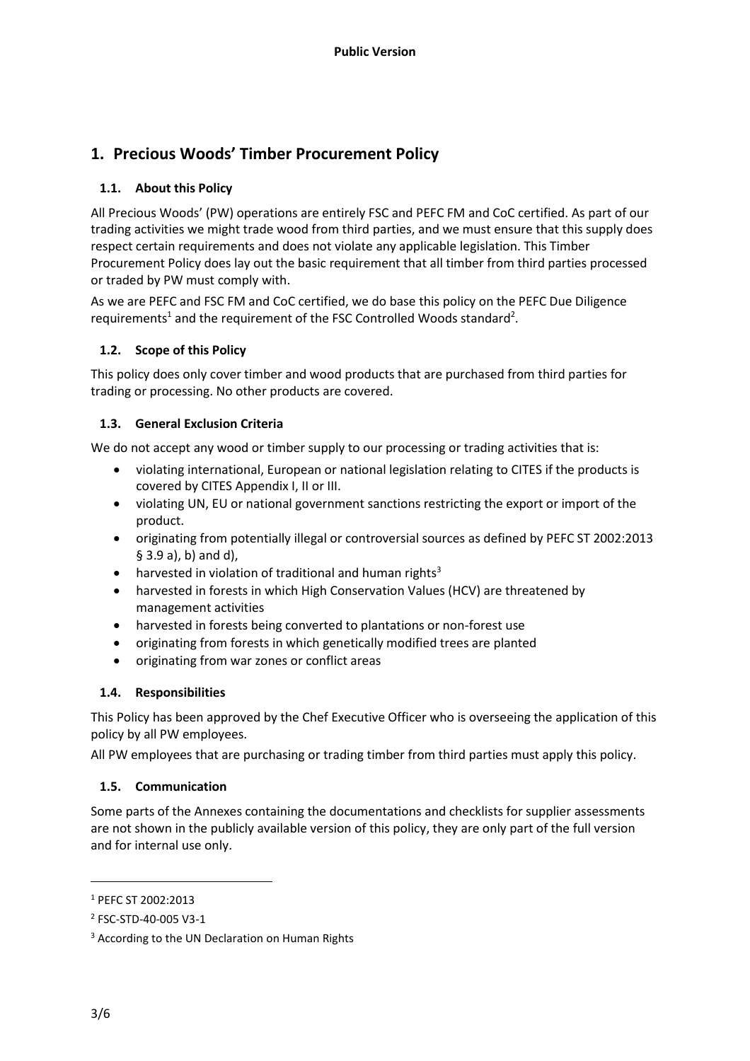**Public Version**

# 1. Precious Woods' Timber Procurement Policy

## 1.1. About this Policy

All Precious Woods' (PW) operations are entirely FSC and PEFC FM and CoC certified. As part of our trading activities we might trade wood from third parties, and we must ensure that this supply does respect certain requirements and does not violate any applicable legislation. This Timber Procurement Policy does lay out the basic requirement that all timber from third parties processed or traded by PW must comply with.

As we are PEFC and FSC FM and CoC certified, we do base this policy on the PEFC Due Diligence requirements[1] and the requirement of the FSC Controlled Woods standard[2].

## 1.2. Scope of this Policy

This policy does only cover timber and wood products that are purchased from third parties for trading or processing. No other products are covered.

## 1.3. General Exclusion Criteria

We do not accept any wood or timber supply to our processing or trading activities that is:

- violating international, European or national legislation relating to CITES if the products is covered by CITES Appendix I, II or III.
- violating UN, EU or national government sanctions restricting the export or import of the product.
- originating from potentially illegal or controversial sources as defined by PEFC ST 2002:2013 § 3.9 a), b) and d),
- harvested in violation of traditional and human rights[3]
- harvested in forests in which High Conservation Values (HCV) are threatened by management activities
- harvested in forests being converted to plantations or non-forest use
- originating from forests in which genetically modified trees are planted
- originating from war zones or conflict areas

## 1.4. Responsibilities

This Policy has been approved by the Chef Executive Officer who is overseeing the application of this policy by all PW employees.

All PW employees that are purchasing or trading timber from third parties must apply this policy.

## 1.5. Communication

Some parts of the Annexes containing the documentations and checklists for supplier assessments are not shown in the publicly available version of this policy, they are only part of the full version and for internal use only.

---

[1] PEFC ST 2002:2013

[2] FSC-STD-40-005 V3-1

[3] According to the UN Declaration on Human Rights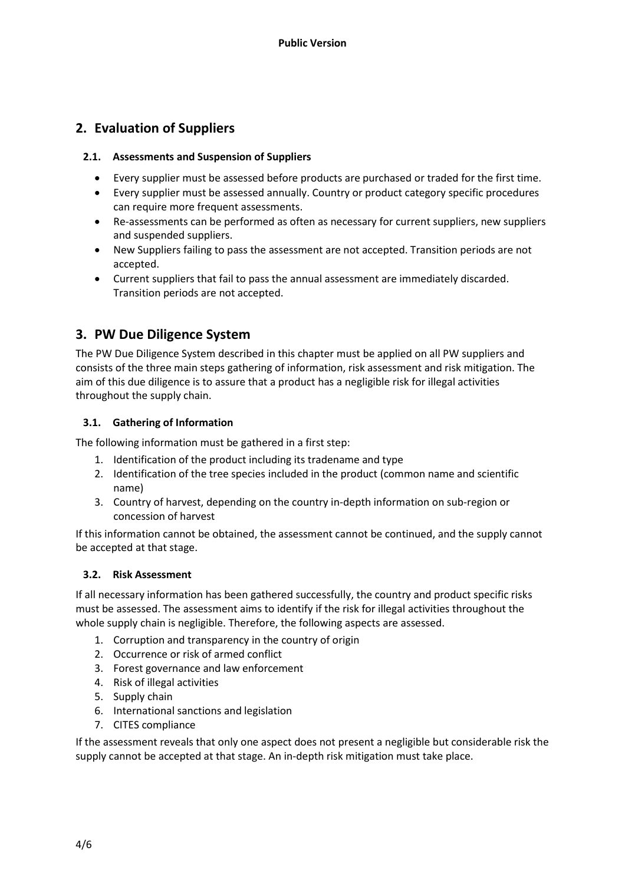## 2. Evaluation of Suppliers

### 2.1. Assessments and Suspension of Suppliers

- Every supplier must be assessed before products are purchased or traded for the first time.
- Every supplier must be assessed annually. Country or product category specific procedures can require more frequent assessments.
- Re-assessments can be performed as often as necessary for current suppliers, new suppliers and suspended suppliers.
- New Suppliers failing to pass the assessment are not accepted. Transition periods are not accepted.
- Current suppliers that fail to pass the annual assessment are immediately discarded. Transition periods are not accepted.

## 3. PW Due Diligence System

The PW Due Diligence System described in this chapter must be applied on all PW suppliers and consists of the three main steps gathering of information, risk assessment and risk mitigation. The aim of this due diligence is to assure that a product has a negligible risk for illegal activities throughout the supply chain.

### 3.1. Gathering of Information

The following information must be gathered in a first step:

1. Identification of the product including its tradename and type
2. Identification of the tree species included in the product (common name and scientific name)
3. Country of harvest, depending on the country in-depth information on sub-region or concession of harvest

If this information cannot be obtained, the assessment cannot be continued, and the supply cannot be accepted at that stage.

### 3.2. Risk Assessment

If all necessary information has been gathered successfully, the country and product specific risks must be assessed. The assessment aims to identify if the risk for illegal activities throughout the whole supply chain is negligible. Therefore, the following aspects are assessed.

1. Corruption and transparency in the country of origin
2. Occurrence or risk of armed conflict
3. Forest governance and law enforcement
4. Risk of illegal activities
5. Supply chain
6. International sanctions and legislation
7. CITES compliance

If the assessment reveals that only one aspect does not present a negligible but considerable risk the supply cannot be accepted at that stage. An in-depth risk mitigation must take place.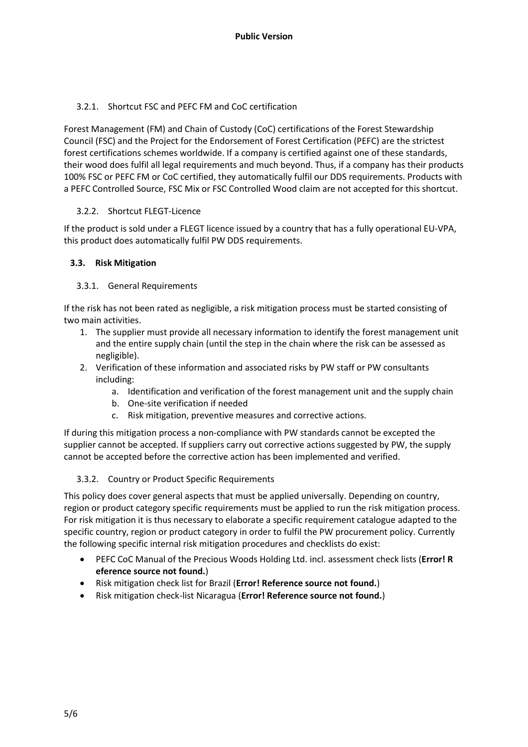#### 3.2.1. Shortcut FSC and PEFC FM and CoC certification

Forest Management (FM) and Chain of Custody (CoC) certifications of the Forest Stewardship Council (FSC) and the Project for the Endorsement of Forest Certification (PEFC) are the strictest forest certifications schemes worldwide. If a company is certified against one of these standards, their wood does fulfil all legal requirements and much beyond. Thus, if a company has their products 100% FSC or PEFC FM or CoC certified, they automatically fulfil our DDS requirements. Products with a PEFC Controlled Source, FSC Mix or FSC Controlled Wood claim are not accepted for this shortcut.

#### 3.2.2. Shortcut FLEGT-Licence

If the product is sold under a FLEGT licence issued by a country that has a fully operational EU-VPA, this product does automatically fulfil PW DDS requirements.

### 3.3. Risk Mitigation

#### 3.3.1. General Requirements

If the risk has not been rated as negligible, a risk mitigation process must be started consisting of two main activities.

1. The supplier must provide all necessary information to identify the forest management unit and the entire supply chain (until the step in the chain where the risk can be assessed as negligible).
2. Verification of these information and associated risks by PW staff or PW consultants including:
   a. Identification and verification of the forest management unit and the supply chain
   b. One-site verification if needed
   c. Risk mitigation, preventive measures and corrective actions.

If during this mitigation process a non-compliance with PW standards cannot be excepted the supplier cannot be accepted. If suppliers carry out corrective actions suggested by PW, the supply cannot be accepted before the corrective action has been implemented and verified.

#### 3.3.2. Country or Product Specific Requirements

This policy does cover general aspects that must be applied universally. Depending on country, region or product category specific requirements must be applied to run the risk mitigation process. For risk mitigation it is thus necessary to elaborate a specific requirement catalogue adapted to the specific country, region or product category in order to fulfil the PW procurement policy. Currently the following specific internal risk mitigation procedures and checklists do exist:

- PEFC CoC Manual of the Precious Woods Holding Ltd. incl. assessment check lists (**Error! Reference source not found.**)
- Risk mitigation check list for Brazil (**Error! Reference source not found.**)
- Risk mitigation check-list Nicaragua (**Error! Reference source not found.**)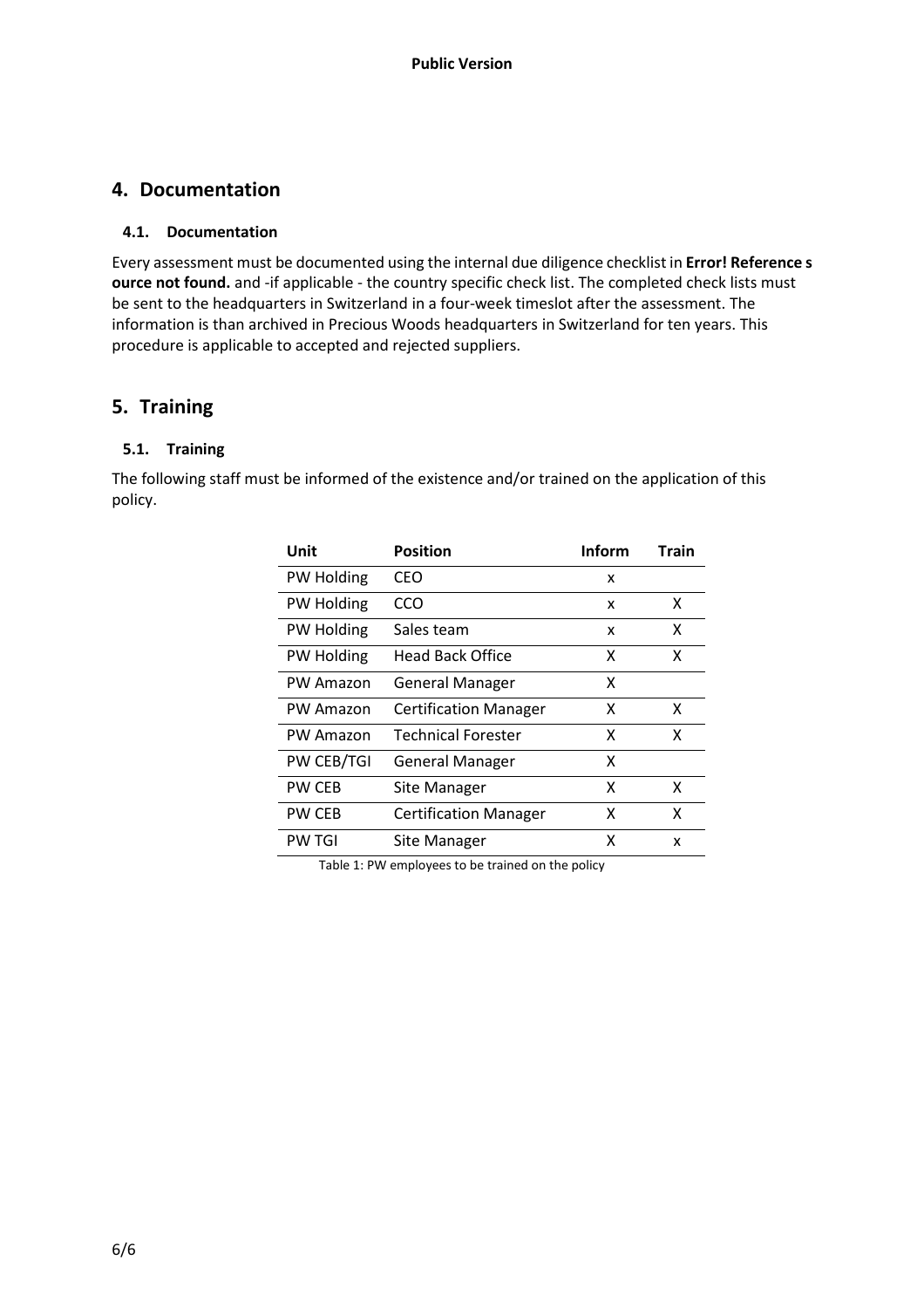## 4. Documentation

### 4.1. Documentation

Every assessment must be documented using the internal due diligence checklist in **Error! Reference source not found.** and -if applicable - the country specific check list. The completed check lists must be sent to the headquarters in Switzerland in a four-week timeslot after the assessment. The information is than archived in Precious Woods headquarters in Switzerland for ten years. This procedure is applicable to accepted and rejected suppliers.

## 5. Training

### 5.1. Training

The following staff must be informed of the existence and/or trained on the application of this policy.

| Unit | Position | Inform | Train |
|---|---|---|---|
| PW Holding | CEO | x | |
| PW Holding | CCO | x | X |
| PW Holding | Sales team | x | X |
| PW Holding | Head Back Office | X | X |
| PW Amazon | General Manager | X | |
| PW Amazon | Certification Manager | X | X |
| PW Amazon | Technical Forester | X | X |
| PW CEB/TGI | General Manager | X | |
| PW CEB | Site Manager | X | X |
| PW CEB | Certification Manager | X | X |
| PW TGI | Site Manager | X | x |

Table 1: PW employees to be trained on the policy